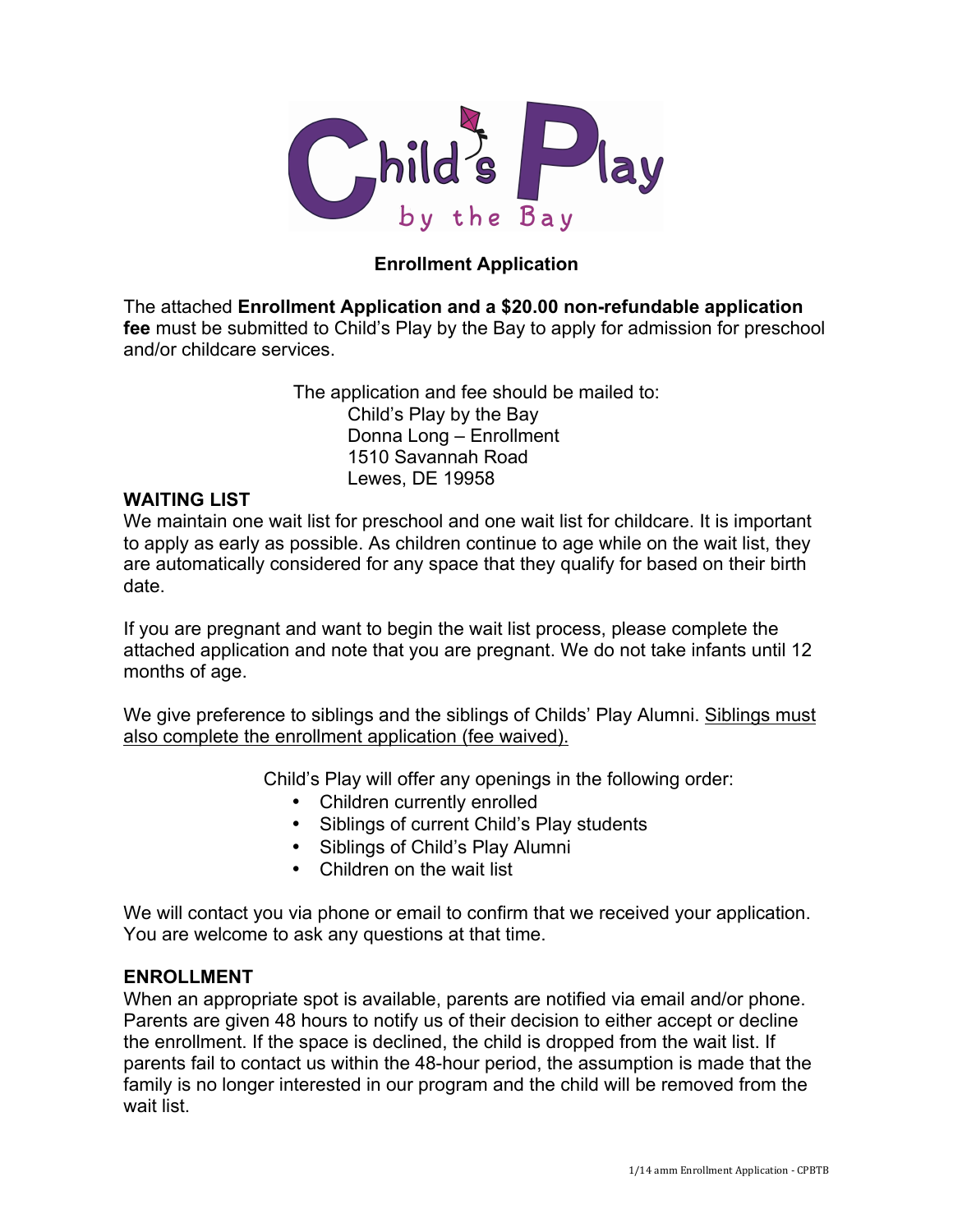# Child's Play by the Bay

## Enrollment Application

The attached **Enrollment Application and a $20.00 non-refundable application fee** must be submitted to Child's Play by the Bay to apply for admission for preschool and/or childcare services.

The application and fee should be mailed to:
Child's Play by the Bay
Donna Long – Enrollment
1510 Savannah Road
Lewes, DE 19958

**WAITING LIST**

We maintain one wait list for preschool and one wait list for childcare. It is important to apply as early as possible. As children continue to age while on the wait list, they are automatically considered for any space that they qualify for based on their birth date.

If you are pregnant and want to begin the wait list process, please complete the attached application and note that you are pregnant. We do not take infants until 12 months of age.

We give preference to siblings and the siblings of Childs' Play Alumni. Siblings must also complete the enrollment application (fee waived).

Child's Play will offer any openings in the following order:

- Children currently enrolled
- Siblings of current Child's Play students
- Siblings of Child's Play Alumni
- Children on the wait list

We will contact you via phone or email to confirm that we received your application. You are welcome to ask any questions at that time.

**ENROLLMENT**

When an appropriate spot is available, parents are notified via email and/or phone. Parents are given 48 hours to notify us of their decision to either accept or decline the enrollment. If the space is declined, the child is dropped from the wait list. If parents fail to contact us within the 48-hour period, the assumption is made that the family is no longer interested in our program and the child will be removed from the wait list.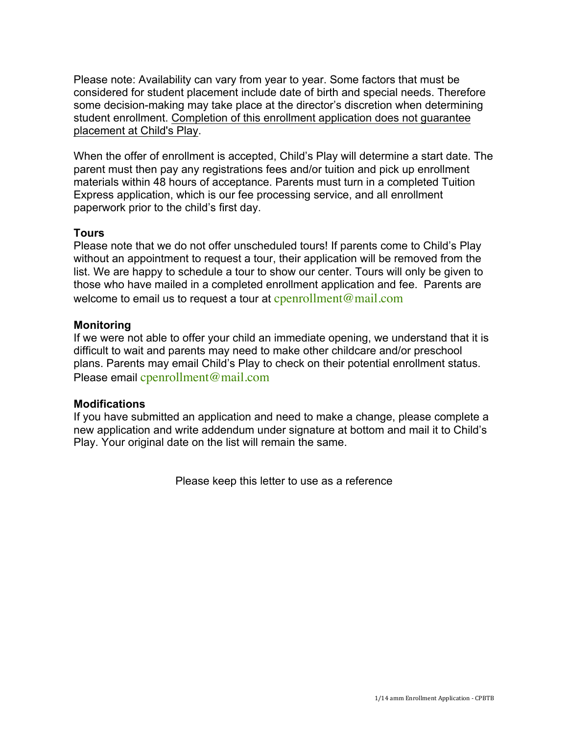Please note: Availability can vary from year to year. Some factors that must be considered for student placement include date of birth and special needs. Therefore some decision-making may take place at the director's discretion when determining student enrollment. <u>Completion of this enrollment application does not guarantee placement at Child's Play</u>.

When the offer of enrollment is accepted, Child's Play will determine a start date. The parent must then pay any registrations fees and/or tuition and pick up enrollment materials within 48 hours of acceptance. Parents must turn in a completed Tuition Express application, which is our fee processing service, and all enrollment paperwork prior to the child's first day.

**Tours**

Please note that we do not offer unscheduled tours! If parents come to Child's Play without an appointment to request a tour, their application will be removed from the list. We are happy to schedule a tour to show our center. Tours will only be given to those who have mailed in a completed enrollment application and fee. Parents are welcome to email us to request a tour at cpenrollment@mail.com

**Monitoring**

If we were not able to offer your child an immediate opening, we understand that it is difficult to wait and parents may need to make other childcare and/or preschool plans. Parents may email Child's Play to check on their potential enrollment status. Please email cpenrollment@mail.com

**Modifications**

If you have submitted an application and need to make a change, please complete a new application and write addendum under signature at bottom and mail it to Child's Play. Your original date on the list will remain the same.

Please keep this letter to use as a reference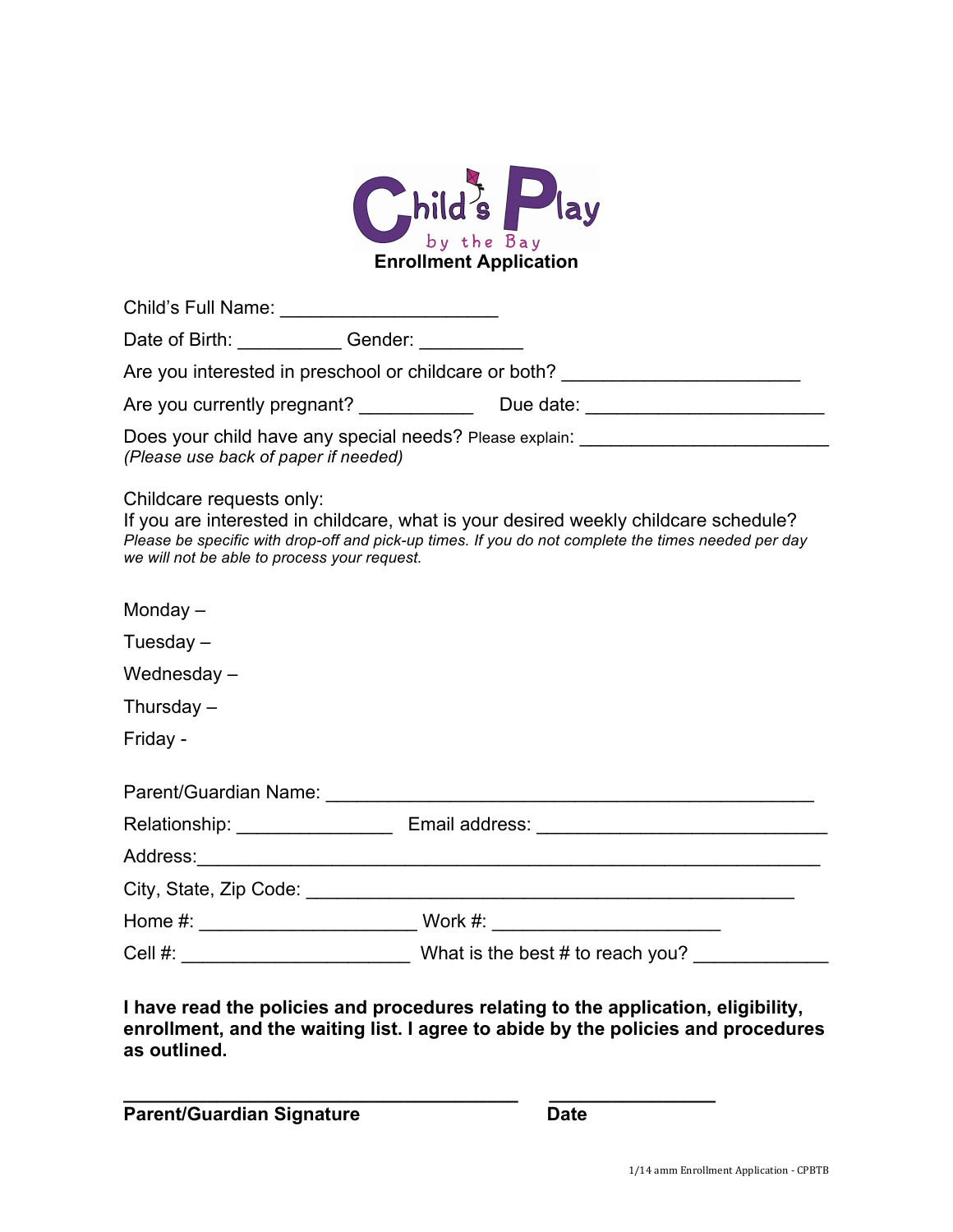Child's Play by the Bay

# Enrollment Application

Child's Full Name: ____________________

Date of Birth: __________ Gender: __________

Are you interested in preschool or childcare or both? ______________________

Are you currently pregnant? ___________ Due date: ______________________

Does your child have any special needs? Please explain: ______________________
*(Please use back of paper if needed)*

Childcare requests only:
If you are interested in childcare, what is your desired weekly childcare schedule?
*Please be specific with drop-off and pick-up times. If you do not complete the times needed per day we will not be able to process your request.*

Monday –

Tuesday –

Wednesday –

Thursday –

Friday -

Parent/Guardian Name: ______________________________________________

Relationship: _______________ Email address: ___________________________

Address:___________________________________________________________

City, State, Zip Code: _______________________________________________

Home #: ____________________ Work #: ______________________

Cell #: ______________________ What is the best # to reach you? ____________

**I have read the policies and procedures relating to the application, eligibility, enrollment, and the waiting list. I agree to abide by the policies and procedures as outlined.**

______________________________________ ________________

**Parent/Guardian Signature** **Date**

1/14 amm Enrollment Application - CPBTB